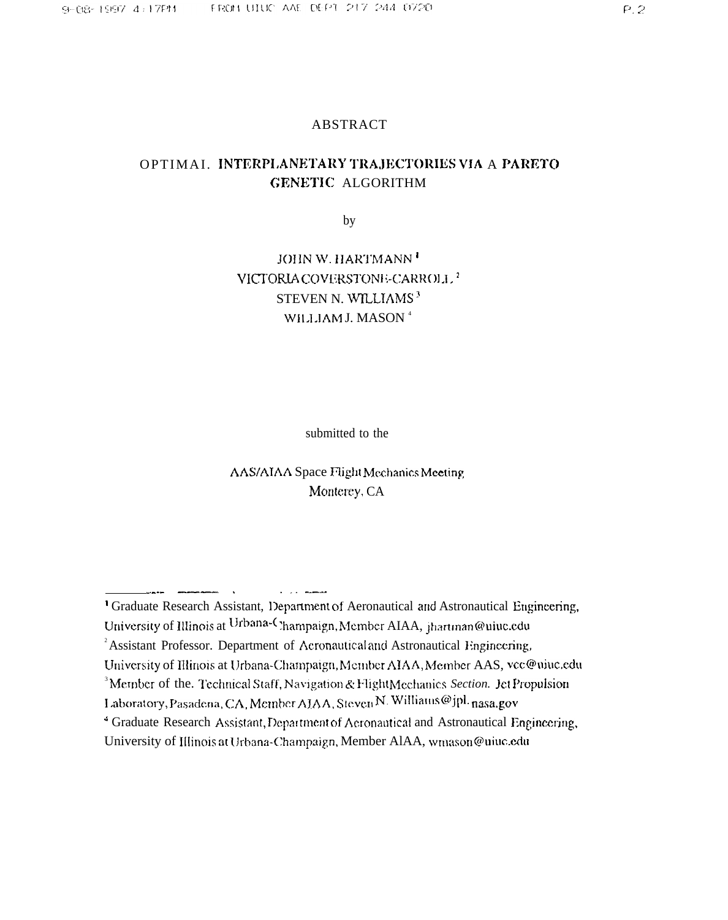# ABSTRACT

## OPTIMAL INTERPLANETARY TRAJECTORIES VIA A PARETO GENETIC ALGORITHM

by

JOHN W. HARTMANN [1]
VICTORIA COVERSTONE-CARROLL [2]
STEVEN N. WILLIAMS [3]
WILLIAM J. MASON [4]

submitted to the

AAS/AIAA Space Flight Mechanics Meeting
Monterey, CA

---

[1] Graduate Research Assistant, Department of Aeronautical and Astronautical Engineering, University of Illinois at Urbana-Champaign, Member AIAA, jhartman@uiuc.edu

[2] Assistant Professor. Department of Aeronautical and Astronautical Engineering, University of Illinois at Urbana-Champaign, Member AIAA, Member AAS, vcc@uiuc.edu

[3] Member of the. Technical Staff, Navigation & Flight Mechanics *Section.* Jet Propulsion Laboratory, Pasadena, CA, Member AIAA, Steven.N.Williams@jpl.nasa.gov

[4] Graduate Research Assistant, Department of Aeronautical and Astronautical Engineering, University of Illinois at Urbana-Champaign, Member AIAA, wmason@uiuc.edu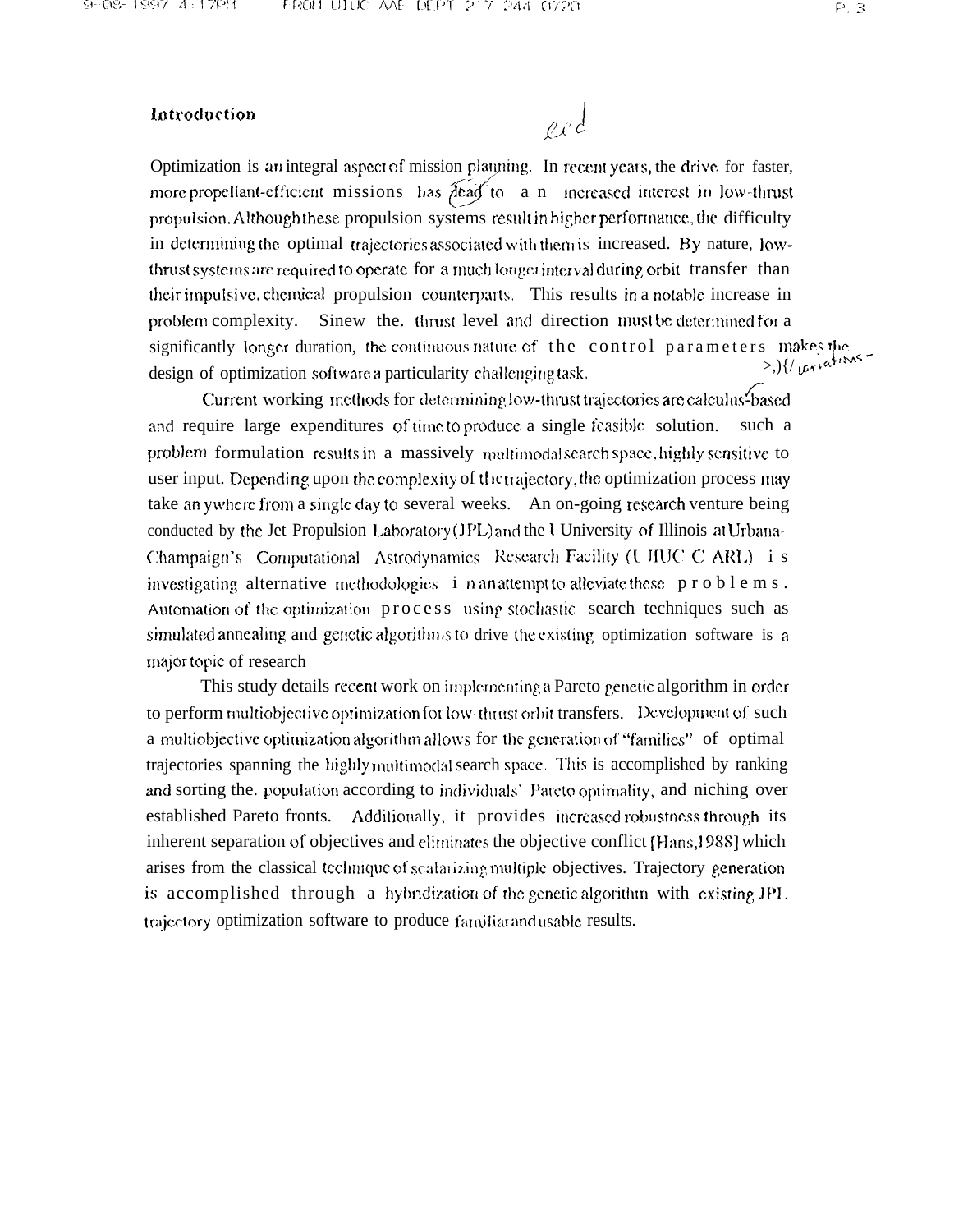## Introduction

Optimization is an integral aspect of mission planning. In recent years, the drive for faster, more propellant-efficient missions has lead to an increased interest in low-thrust propulsion. Although these propulsion systems result in higher performance, the difficulty in determining the optimal trajectories associated with them is increased. By nature, low-thrust systems are required to operate for a much longer interval during orbit transfer than their impulsive, chemical propulsion counterparts. This results in a notable increase in problem complexity. Sinew the. thrust level and direction must be determined for a significantly longer duration, the continuous nature of the control parameters makes the design of optimization software a particularity challenging task.

Current working methods for determining low-thrust trajectories are calculus-based and require large expenditures of time to produce a single feasible solution. such a problem formulation results in a massively multimodal search space, highly sensitive to user input. Depending upon the complexity of the trajectory, the optimization process may take anywhere from a single day to several weeks. An on-going research venture being conducted by the Jet Propulsion Laboratory (JPL) and the University of Illinois at Urbana-Champaign's Computational Astrodynamics Research Facility (UIUC CARL) is investigating alternative methodologies in an attempt to alleviate these problems. Automation of the optimization process using stochastic search techniques such as simulated annealing and genetic algorithms to drive the existing optimization software is a major topic of research

This study details recent work on implementing a Pareto genetic algorithm in order to perform multiobjective optimization for low-thrust orbit transfers. Development of such a multiobjective optimization algorithm allows for the generation of "families" of optimal trajectories spanning the highly multimodal search space. This is accomplished by ranking and sorting the. population according to individuals' Pareto optimality, and niching over established Pareto fronts. Additionally, it provides increased robustness through its inherent separation of objectives and eliminates the objective conflict [Hans, 1988] which arises from the classical technique of scalarizing multiple objectives. Trajectory generation is accomplished through a hybridization of the genetic algorithm with existing JPL trajectory optimization software to produce familiar and usable results.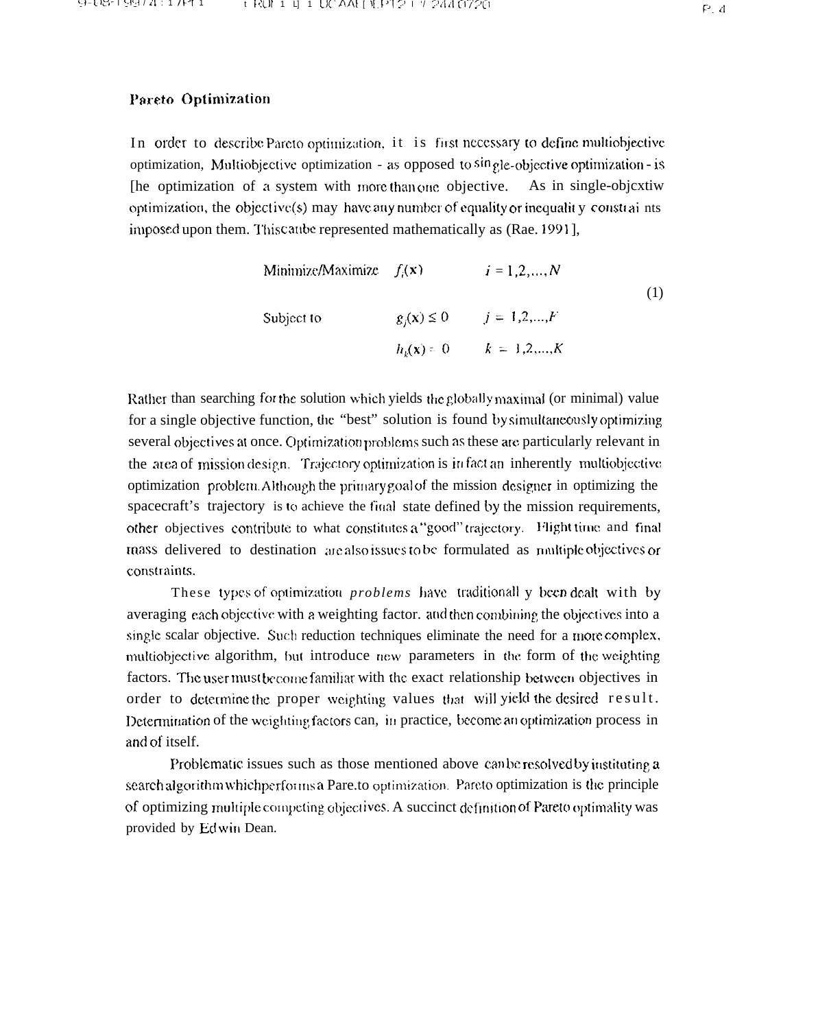## Pareto Optimization

In order to describe Pareto optimization, it is first necessary to define multiobjective optimization. Multiobjective optimization - as opposed to single-objective optimization - is the optimization of a system with more than one objective. As in single-objective optimization, the objective(s) may have any number of equality or inequality constraints imposed upon them. This can be represented mathematically as (Rao, 1991),

$$
\begin{aligned}
&\text{Minimize/Maximize} \quad f_i(\mathbf{x}) && i = 1,2,\ldots,N \\
&\text{Subject to} \quad g_j(\mathbf{x}) \leq 0 && j = 1,2,\ldots,F \\
& \quad h_k(\mathbf{x}) = 0 && k = 1,2,\ldots,K
\end{aligned}
\tag{1}
$$

Rather than searching for the solution which yields the globally maximal (or minimal) value for a single objective function, the "best" solution is found by simultaneously optimizing several objectives at once. Optimization problems such as these are particularly relevant in the area of mission design. Trajectory optimization is in fact an inherently multiobjective optimization problem. Although the primary goal of the mission designer in optimizing the spacecraft's trajectory is to achieve the final state defined by the mission requirements, other objectives contribute to what constitutes a "good" trajectory. Flight time and final mass delivered to destination are also issues to be formulated as multiple objectives or constraints.

These types of optimization *problems* have traditionally been dealt with by averaging each objective with a weighting factor, and then combining the objectives into a single scalar objective. Such reduction techniques eliminate the need for a more complex, multiobjective algorithm, but introduce new parameters in the form of the weighting factors. The user must become familiar with the exact relationship between objectives in order to determine the proper weighting values that will yield the desired result. Determination of the weighting factors can, in practice, become an optimization process in and of itself.

Problematic issues such as those mentioned above can be resolved by instituting a search algorithm which performs a Pareto optimization. Pareto optimization is the principle of optimizing multiple competing objectives. A succinct definition of Pareto optimality was provided by Edwin Dean.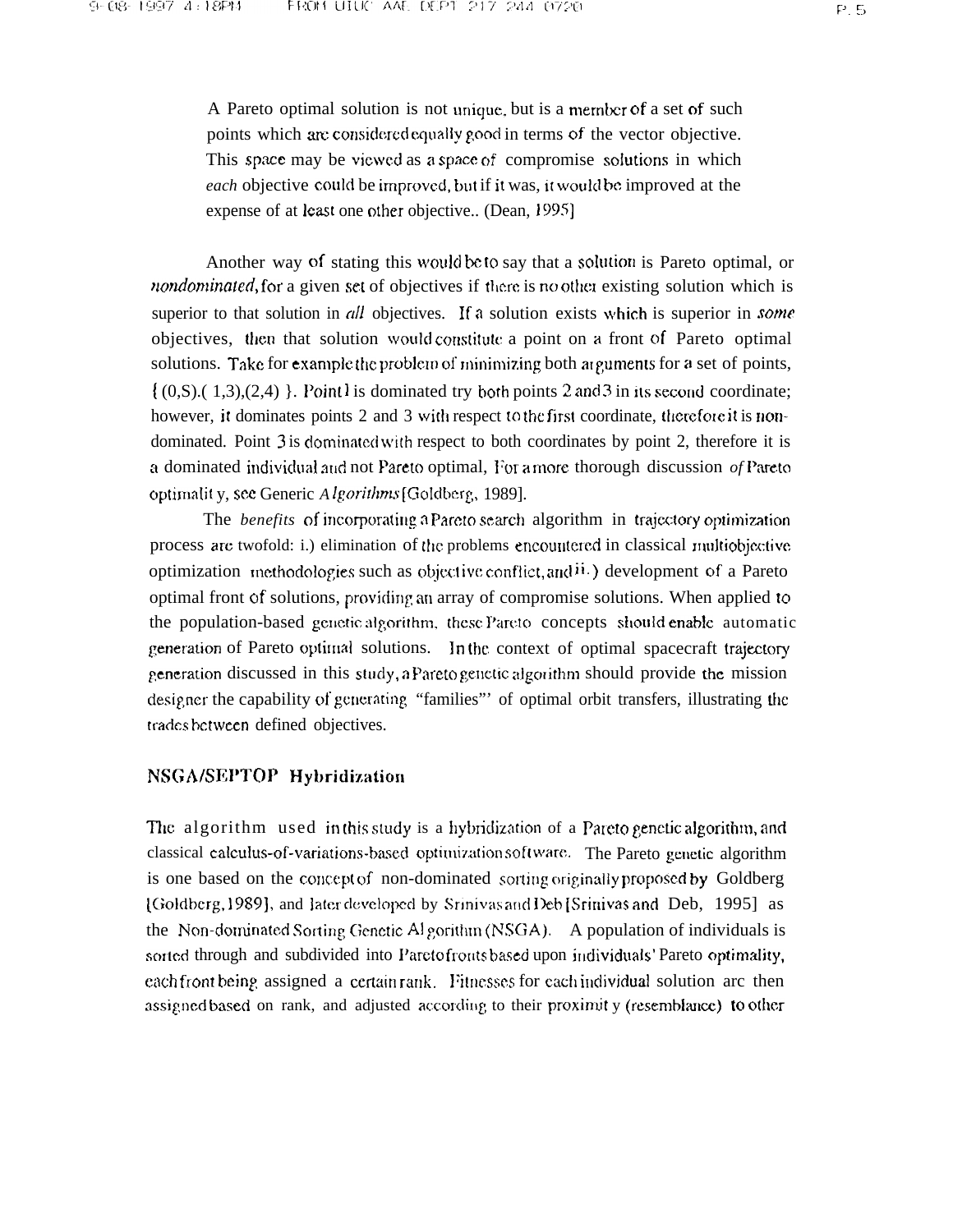A Pareto optimal solution is not unique, but is a member of a set of such points which are considered equally good in terms of the vector objective. This space may be viewed as a space of compromise solutions in which *each* objective could be improved, but if it was, it would be improved at the expense of at least one other objective.. (Dean, 1995]

Another way of stating this would be to say that a solution is Pareto optimal, or *nondominated*, for a given set of objectives if there is no other existing solution which is superior to that solution in *all* objectives. If a solution exists which is superior in *some* objectives, then that solution would constitute a point on a front of Pareto optimal solutions. Take for example the problem of minimizing both arguments for a set of points, { (0,S).( 1,3),(2,4) }. Point1 is dominated try both points 2 and 3 in its second coordinate; however, it dominates points 2 and 3 with respect to the first coordinate, therefore it is non-dominated. Point 3 is dominated with respect to both coordinates by point 2, therefore it is a dominated individual and not Pareto optimal, For a more thorough discussion *of* Pareto optimalit y, see Generic *Algorithms* [Goldberg, 1989].

The *benefits* of incorporating a Pareto search algorithm in trajectory optimization process are twofold: i.) elimination of the problems encountered in classical multiobjective optimization methodologies such as objective conflict, and ii.) development of a Pareto optimal front of solutions, providing an array of compromise solutions. When applied to the population-based genetic algorithm, these Pareto concepts should enable automatic generation of Pareto optimal solutions. In the context of optimal spacecraft trajectory generation discussed in this study, a Pareto genetic algorithm should provide the mission designer the capability of generating "families"' of optimal orbit transfers, illustrating the trades between defined objectives.

## NSGA/SEPTOP Hybridization

The algorithm used in this study is a hybridization of a Pareto genetic algorithm, and classical calculus-of-variations-based optimization software. The Pareto genetic algorithm is one based on the concept of non-dominated sorting originally proposed by Goldberg [Goldberg, 1989], and later developed by Srinivas and Deb [Srinivas and Deb, 1995] as the Non-dominated Sorting Genetic Algorithm (NSGA). A population of individuals is sorted through and subdivided into Pareto fronts based upon individuals' Pareto optimality, each front being assigned a certain rank. Fitnesses for each individual solution are then assigned based on rank, and adjusted according to their proximit y (resemblance) to other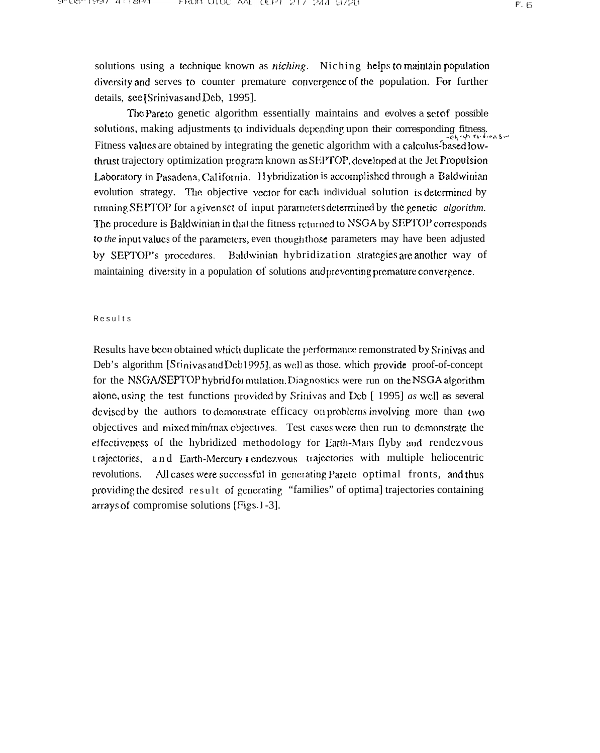solutions using a technique known as *niching*. Niching helps to maintain population diversity and serves to counter premature convergence of the population. For further details, see [Srinivas and Deb, 1995].

The Pareto genetic algorithm essentially maintains and evolves a set of possible solutions, making adjustments to individuals depending upon their corresponding fitness. Fitness values are obtained by integrating the genetic algorithm with a calculus-based low-thrust trajectory optimization program known as SEPTOP, developed at the Jet Propulsion Laboratory in Pasadena, California. Hybridization is accomplished through a Baldwinian evolution strategy. The objective vector for each individual solution is determined by running SEPTOP for a given set of input parameters determined by the genetic *algorithm*. The procedure is Baldwinian in that the fitness returned to NSGA by SEPTOP corresponds to *the* input values of the parameters, even though those parameters may have been adjusted by SEPTOP's procedures. Baldwinian hybridization strategies are another way of maintaining diversity in a population of solutions and preventing premature convergence.

## Results

Results have been obtained which duplicate the performance remonstrated by Srinivas and Deb's algorithm [Srinivas and Deb 1995], as well as those. which provide proof-of-concept for the NSGA/SEPTOP hybrid formulation. Diagnostics were run on the NSGA algorithm alone, using the test functions provided by Srinivas and Deb [ 1995] *as* well as several devised by the authors to demonstrate efficacy on problems involving more than two objectives and mixed min/max objectives. Test cases were then run to demonstrate the effectiveness of the hybridized methodology for Earth-Mars flyby and rendezvous trajectories, and Earth-Mercury rendezvous trajectories with multiple heliocentric revolutions. All cases were successful in generating Pareto optimal fronts, and thus providing the desired result of generating "families" of optimal trajectories containing arrays of compromise solutions [Figs. 1-3].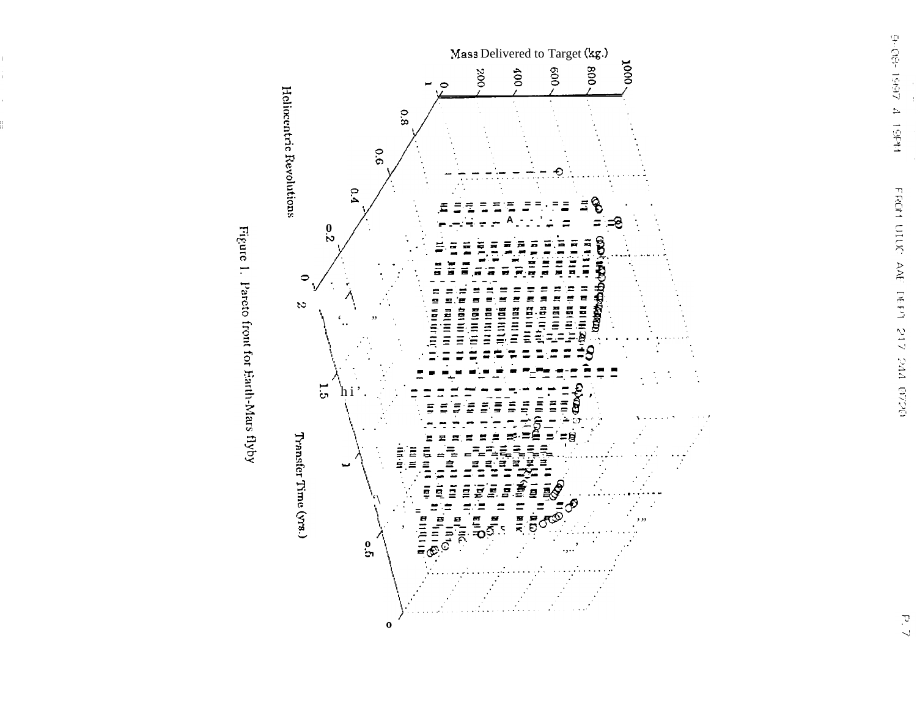Figure 1. Pareto front for Earth-Mars flyby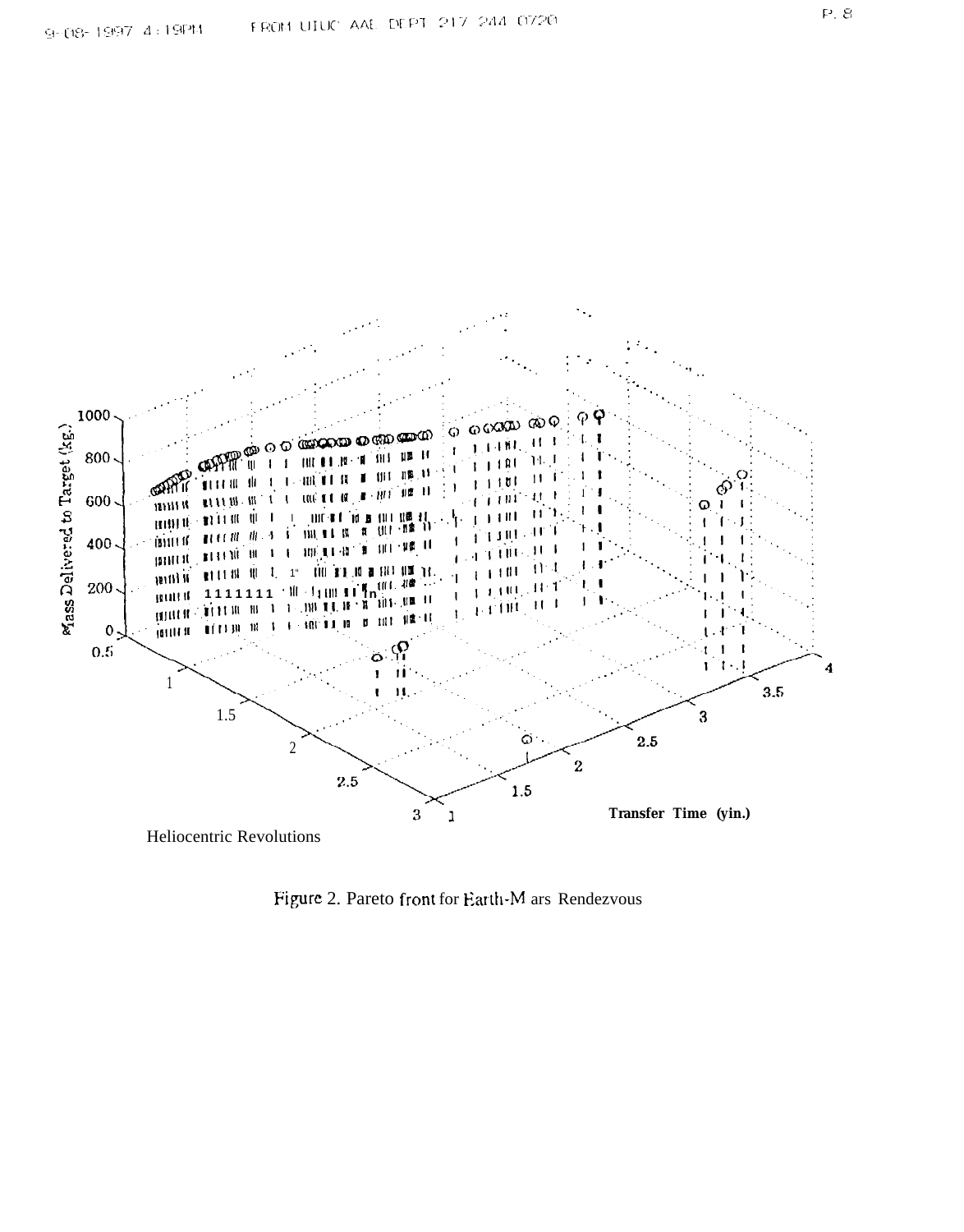Figure 2. Pareto front for Earth-Mars Rendezvous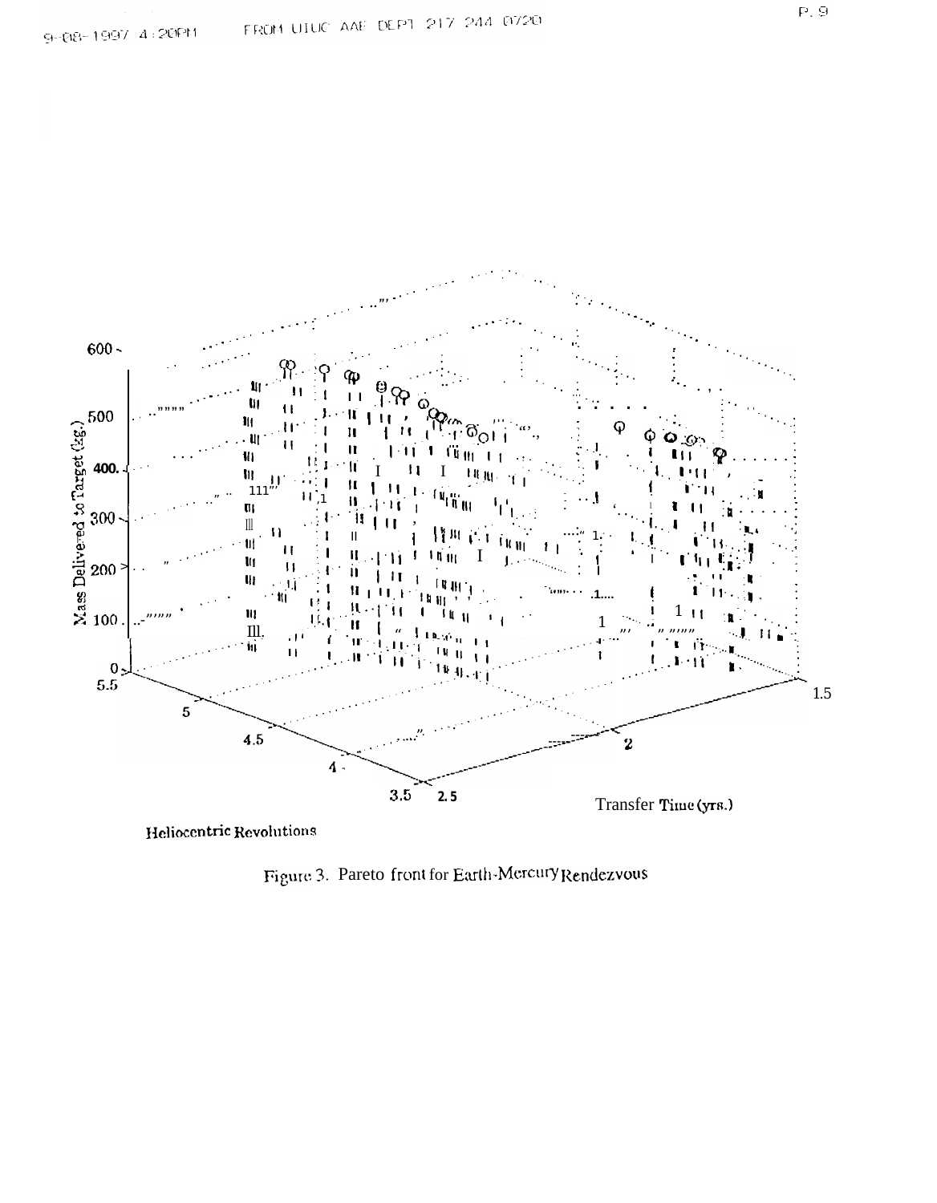Figure 3. Pareto front for Earth-Mercury Rendezvous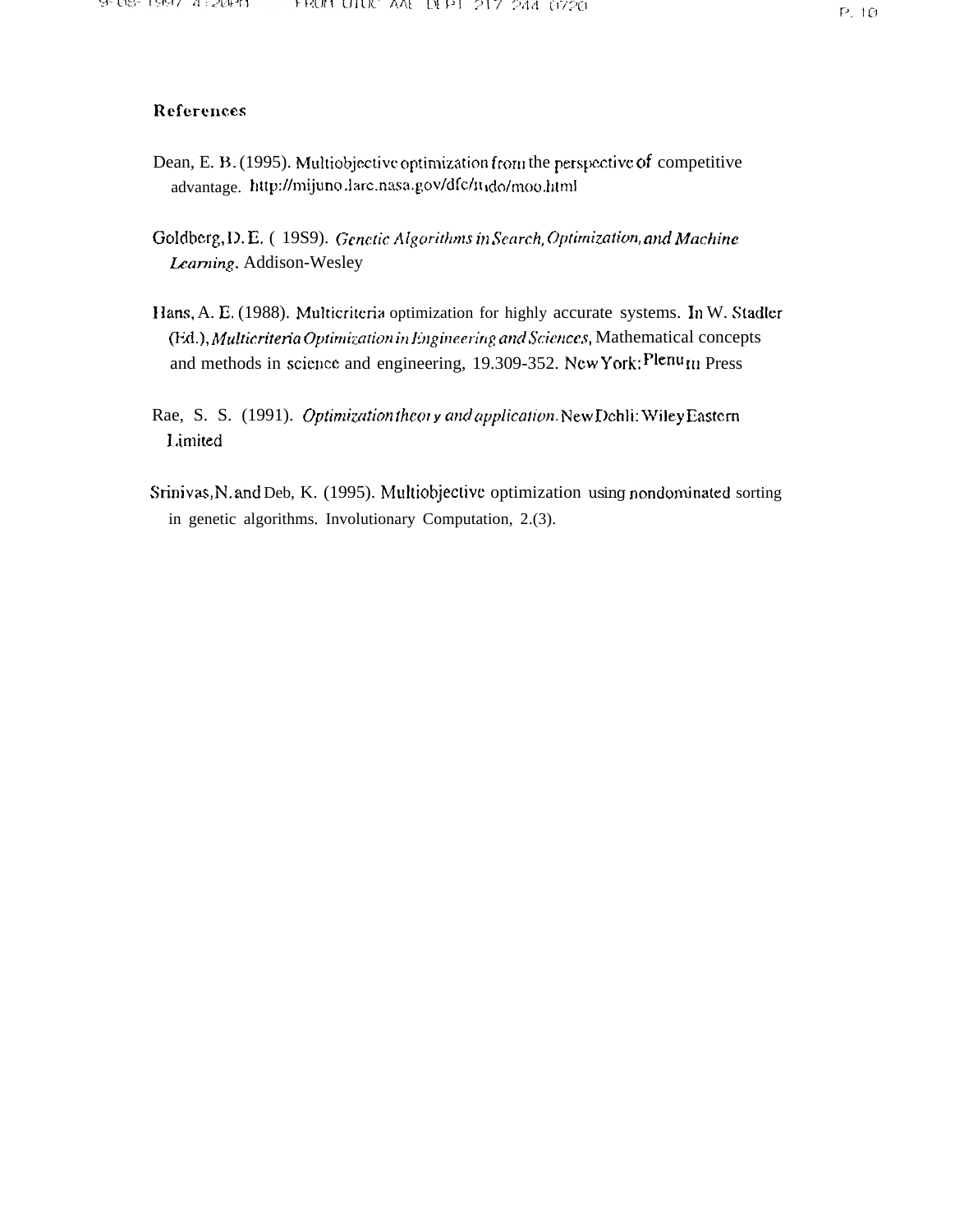## References

Dean, E. B. (1995). Multiobjective optimization from the perspective of competitive advantage. http://mijuno.larc.nasa.gov/dfc/mdo/moo.html

Goldberg, D. E. ( 19S9). *Genetic Algorithms in Search, Optimization, and Machine Learning*. Addison-Wesley

Hans, A. E. (1988). Multicriteria optimization for highly accurate systems. In W. Stadler (Ed.), *Multicriteria Optimization in Engineering and Sciences*, Mathematical concepts and methods in science and engineering, 19.309-352. New York: Plenum Press

Rae, S. S. (1991). *Optimization theory and application*. New Dehli: Wiley Eastern Limited

Srinivas, N. and Deb, K. (1995). Multiobjective optimization using nondominated sorting in genetic algorithms. Involutionary Computation, 2.(3).